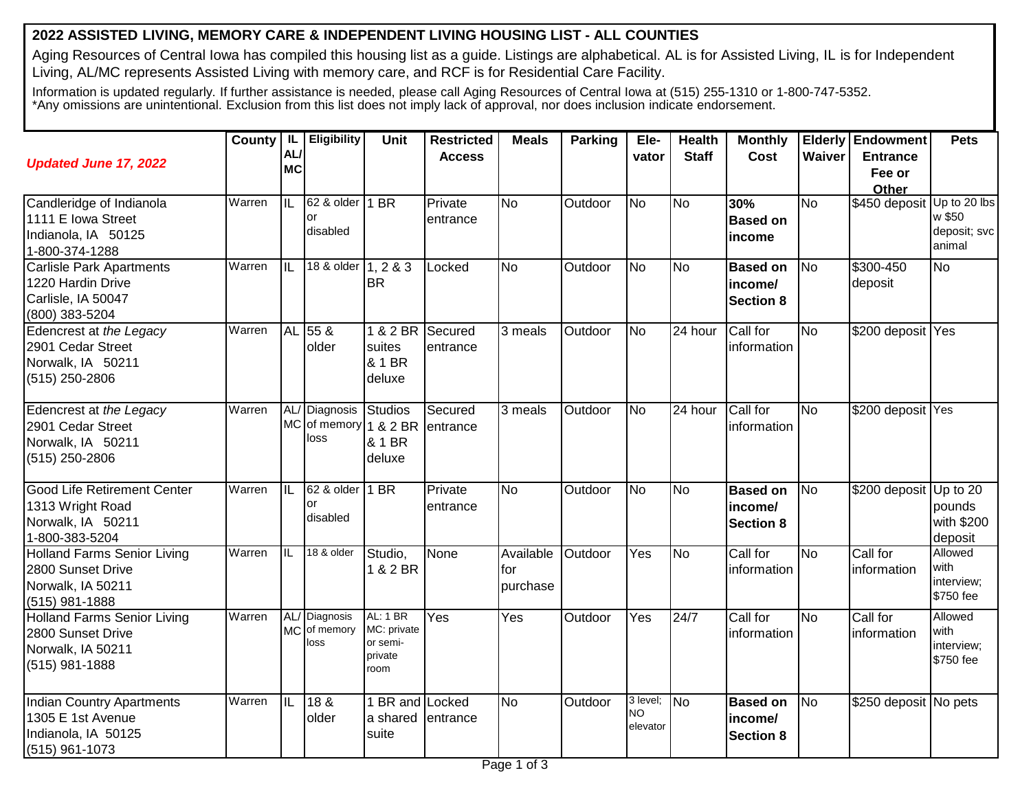# 2022 ASSISTED LIVING, MEMORY CARE & INDEPENDENT LIVING HOUSING LIST - ALL COUNTIES

Aging Resources of Central Iowa has compiled this housing list as a guide. Listings are alphabetical. AL is for Assisted Living, IL is for Independent Living, AL/MC represents Assisted Living with memory care, and RCF is for Residential Care Facility.

Information is updated regularly. If further assistance is needed, please call Aging Resources of Central Iowa at (515) 255-1310 or 1-800-747-5352.
*Any omissions are unintentional. Exclusion from this list does not imply lack of approval, nor does inclusion indicate endorsement.

| *Updated June 17, 2022* | County | IL AL/ MC | Eligibility | Unit | Restricted Access | Meals | Parking | Ele-vator | Health Staff | Monthly Cost | Elderly Waiver | Endowment Entrance Fee or Other | Pets |
|---|---|---|---|---|---|---|---|---|---|---|---|---|---|
| Candleridge of Indianola<br>1111 E Iowa Street<br>Indianola, IA 50125<br>1-800-374-1288 | Warren | IL | 62 & older or disabled | 1 BR | Private entrance | No | Outdoor | No | No | **30% Based on income** | No | $450 deposit | Up to 20 lbs w $50 deposit; svc animal |
| Carlisle Park Apartments<br>1220 Hardin Drive<br>Carlisle, IA 50047<br>(800) 383-5204 | Warren | IL | 18 & older | 1, 2 & 3 BR | Locked | No | Outdoor | No | No | **Based on income/ Section 8** | No | $300-450 deposit | No |
| Edencrest at *the Legacy*<br>2901 Cedar Street<br>Norwalk, IA 50211<br>(515) 250-2806 | Warren | AL | 55 & older | 1 & 2 BR suites & 1 BR deluxe | Secured entrance | 3 meals | Outdoor | No | 24 hour | Call for information | No | $200 deposit | Yes |
| Edencrest at *the Legacy*<br>2901 Cedar Street<br>Norwalk, IA 50211<br>(515) 250-2806 | Warren | AL/ MC | Diagnosis of memory loss | Studios 1 & 2 BR & 1 BR deluxe | Secured entrance | 3 meals | Outdoor | No | 24 hour | Call for information | No | $200 deposit | Yes |
| Good Life Retirement Center<br>1313 Wright Road<br>Norwalk, IA 50211<br>1-800-383-5204 | Warren | IL | 62 & older or disabled | 1 BR | Private entrance | No | Outdoor | No | No | **Based on income/ Section 8** | No | $200 deposit | Up to 20 pounds with $200 deposit |
| Holland Farms Senior Living<br>2800 Sunset Drive<br>Norwalk, IA 50211<br>(515) 981-1888 | Warren | IL | 18 & older | Studio, 1 & 2 BR | None | Available for purchase | Outdoor | Yes | No | Call for information | No | Call for information | Allowed with interview; $750 fee |
| Holland Farms Senior Living<br>2800 Sunset Drive<br>Norwalk, IA 50211<br>(515) 981-1888 | Warren | AL/ MC | Diagnosis of memory loss | AL: 1 BR MC: private or semi-private room | Yes | Yes | Outdoor | Yes | 24/7 | Call for information | No | Call for information | Allowed with interview; $750 fee |
| Indian Country Apartments<br>1305 E 1st Avenue<br>Indianola, IA 50125<br>(515) 961-1073 | Warren | IL | 18 & older | 1 BR and a shared suite | Locked entrance | No | Outdoor | 3 level; NO elevator | No | **Based on income/ Section 8** | No | $250 deposit | No pets |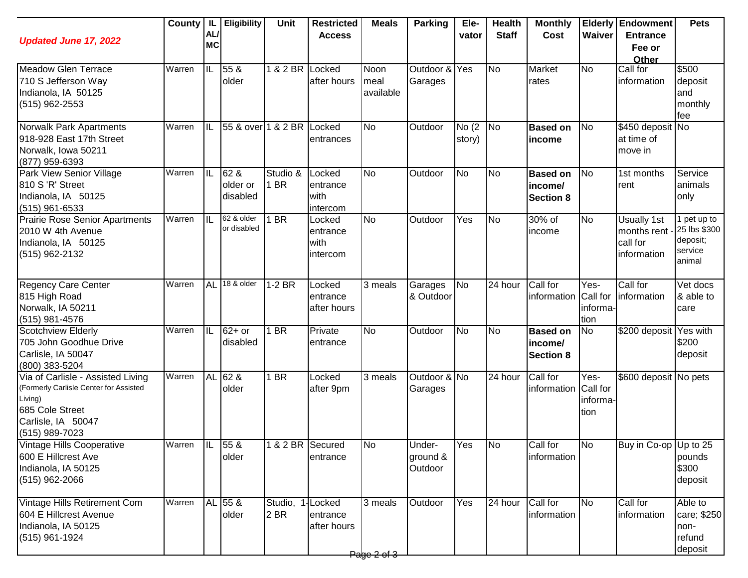| *Updated June 17, 2022* | County | IL AL/ MC | Eligibility | Unit | Restricted Access | Meals | Parking | Ele- vator | Health Staff | Monthly Cost | Elderly Waiver | Endowment Entrance Fee or Other | Pets |
|---|---|---|---|---|---|---|---|---|---|---|---|---|---|
| Meadow Glen Terrace<br>710 S Jefferson Way<br>Indianola, IA 50125<br>(515) 962-2553 | Warren | IL | 55 & older | 1 & 2 BR | Locked after hours | Noon meal available | Outdoor & Garages | Yes | No | Market rates | No | Call for information | $500 deposit and monthly fee |
| Norwalk Park Apartments<br>918-928 East 17th Street<br>Norwalk, Iowa 50211<br>(877) 959-6393 | Warren | IL | 55 & over | 1 & 2 BR | Locked entrances | No | Outdoor | No (2 story) | No | **Based on income** | No | $450 deposit at time of move in | No |
| Park View Senior Village<br>810 S 'R' Street<br>Indianola, IA 50125<br>(515) 961-6533 | Warren | IL | 62 & older or disabled | Studio & 1 BR | Locked entrance with intercom | No | Outdoor | No | No | **Based on income/ Section 8** | No | 1st months rent | Service animals only |
| Prairie Rose Senior Apartments<br>2010 W 4th Avenue<br>Indianola, IA 50125<br>(515) 962-2132 | Warren | IL | 62 & older or disabled | 1 BR | Locked entrance with intercom | No | Outdoor | Yes | No | 30% of income | No | Usually 1st months rent - call for information | 1 pet up to 25 lbs $300 deposit; service animal |
| Regency Care Center<br>815 High Road<br>Norwalk, IA 50211<br>(515) 981-4576 | Warren | AL | 18 & older | 1-2 BR | Locked entrance after hours | 3 meals | Garages & Outdoor | No | 24 hour | Call for information | Yes- Call for information | Call for information | Vet docs & able to care |
| Scotchview Elderly<br>705 John Goodhue Drive<br>Carlisle, IA 50047<br>(800) 383-5204 | Warren | IL | 62+ or disabled | 1 BR | Private entrance | No | Outdoor | No | No | **Based on income/ Section 8** | No | $200 deposit | Yes with $200 deposit |
| Via of Carlisle - Assisted Living<br>(Formerly Carlisle Center for Assisted Living)<br>685 Cole Street<br>Carlisle, IA 50047<br>(515) 989-7023 | Warren | AL | 62 & older | 1 BR | Locked after 9pm | 3 meals | Outdoor & Garages | No | 24 hour | Call for information | Yes- Call for information | $600 deposit | No pets |
| Vintage Hills Cooperative<br>600 E Hillcrest Ave<br>Indianola, IA 50125<br>(515) 962-2066 | Warren | IL | 55 & older | 1 & 2 BR | Secured entrance | No | Under-ground & Outdoor | Yes | No | Call for information | No | Buy in Co-op | Up to 25 pounds $300 deposit |
| Vintage Hills Retirement Com<br>604 E Hillcrest Avenue<br>Indianola, IA 50125<br>(515) 961-1924 | Warren | AL | 55 & older | Studio, 1-2 BR | Locked entrance after hours | 3 meals | Outdoor | Yes | 24 hour | Call for information | No | Call for information | Able to care; $250 non-refund deposit |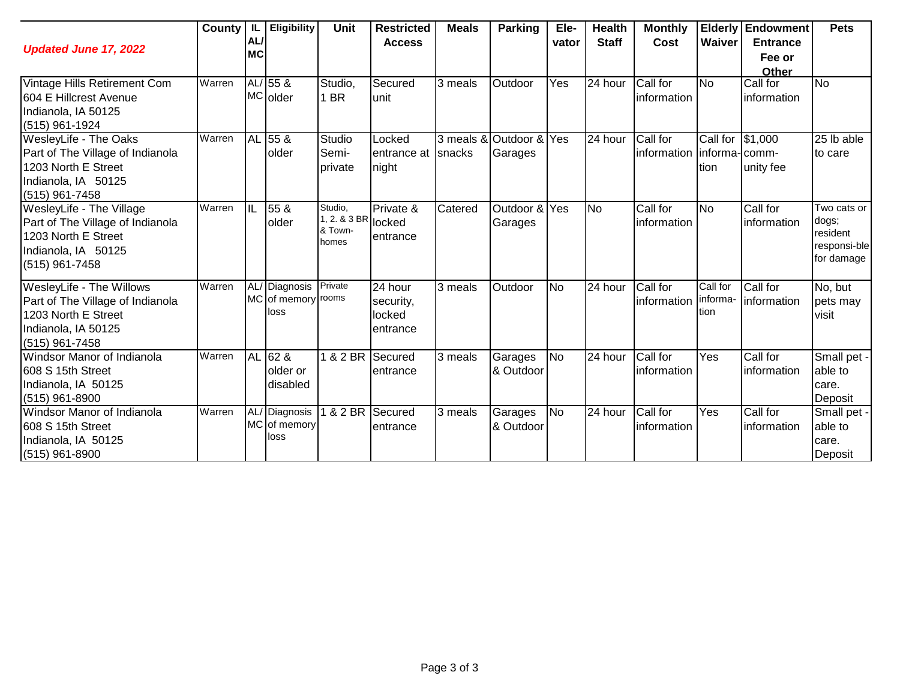| *Updated June 17, 2022* | County | IL AL/ MC | Eligibility | Unit | Restricted Access | Meals | Parking | Ele-vator | Health Staff | Monthly Cost | Elderly Waiver | Endowment Entrance Fee or Other | Pets |
|---|---|---|---|---|---|---|---|---|---|---|---|---|---|
| Vintage Hills Retirement Com 604 E Hillcrest Avenue Indianola, IA 50125 (515) 961-1924 | Warren | AL/ MC | 55 & older | Studio, 1 BR | Secured unit | 3 meals | Outdoor | Yes | 24 hour | Call for information | No | Call for information | No |
| WesleyLife - The Oaks Part of The Village of Indianola 1203 North E Street Indianola, IA 50125 (515) 961-7458 | Warren | AL | 55 & older | Studio Semi-private | Locked entrance at night | 3 meals & snacks | Outdoor & Garages | Yes | 24 hour | Call for information | Call for informa-tion | $1,000 comm-unity fee | 25 lb able to care |
| WesleyLife - The Village Part of The Village of Indianola 1203 North E Street Indianola, IA 50125 (515) 961-7458 | Warren | IL | 55 & older | Studio, 1, 2. & 3 BR & Town-homes | Private & locked entrance | Catered | Outdoor & Garages | Yes | No | Call for information | No | Call for information | Two cats or dogs; resident responsi-ble for damage |
| WesleyLife - The Willows Part of The Village of Indianola 1203 North E Street Indianola, IA 50125 (515) 961-7458 | Warren | AL/ MC | Diagnosis of memory loss | Private rooms | 24 hour security, locked entrance | 3 meals | Outdoor | No | 24 hour | Call for information | Call for informa-tion | Call for information | No, but pets may visit |
| Windsor Manor of Indianola 608 S 15th Street Indianola, IA 50125 (515) 961-8900 | Warren | AL | 62 & older or disabled | 1 & 2 BR | Secured entrance | 3 meals | Garages & Outdoor | No | 24 hour | Call for information | Yes | Call for information | Small pet - able to care. Deposit |
| Windsor Manor of Indianola 608 S 15th Street Indianola, IA 50125 (515) 961-8900 | Warren | AL/ MC | Diagnosis of memory loss | 1 & 2 BR | Secured entrance | 3 meals | Garages & Outdoor | No | 24 hour | Call for information | Yes | Call for information | Small pet - able to care. Deposit |